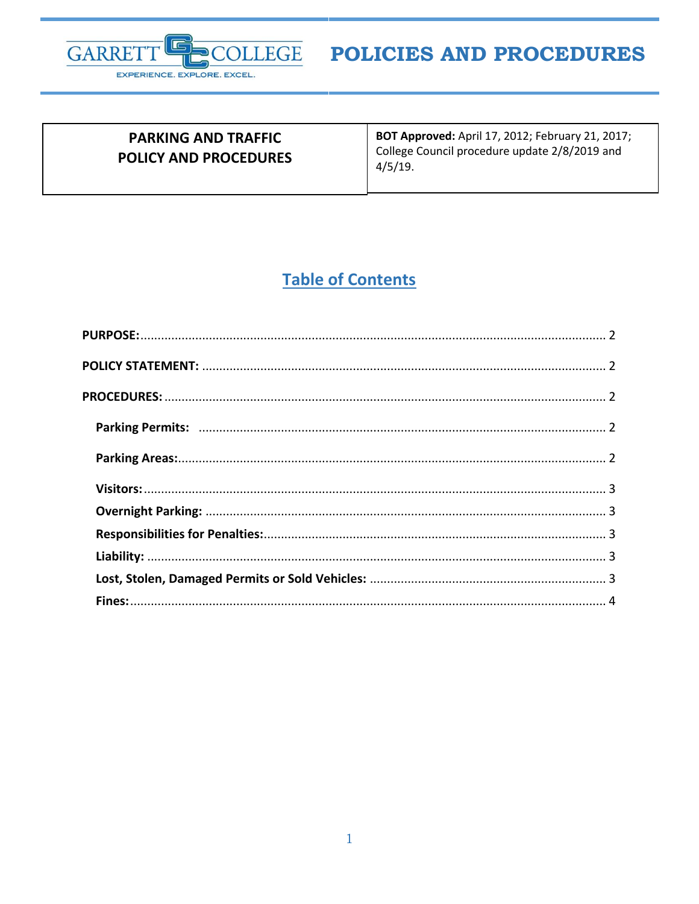# POLICIES AND PROCEDURES

| PARKING AND TRAFFIC POLICY AND PROCEDURES | **BOT Approved:** April 17, 2012; February 21, 2017; College Council procedure update 2/8/2019 and 4/5/19. |
|---|---|

## Table of Contents

**PURPOSE:** ........ 2

**POLICY STATEMENT:** ........ 2

**PROCEDURES:** ........ 2

- **Parking Permits:** ........ 2
- **Parking Areas:** ........ 2
- **Visitors:** ........ 3
- **Overnight Parking:** ........ 3
- **Responsibilities for Penalties:** ........ 3
- **Liability:** ........ 3
- **Lost, Stolen, Damaged Permits or Sold Vehicles:** ........ 3
- **Fines:** ........ 4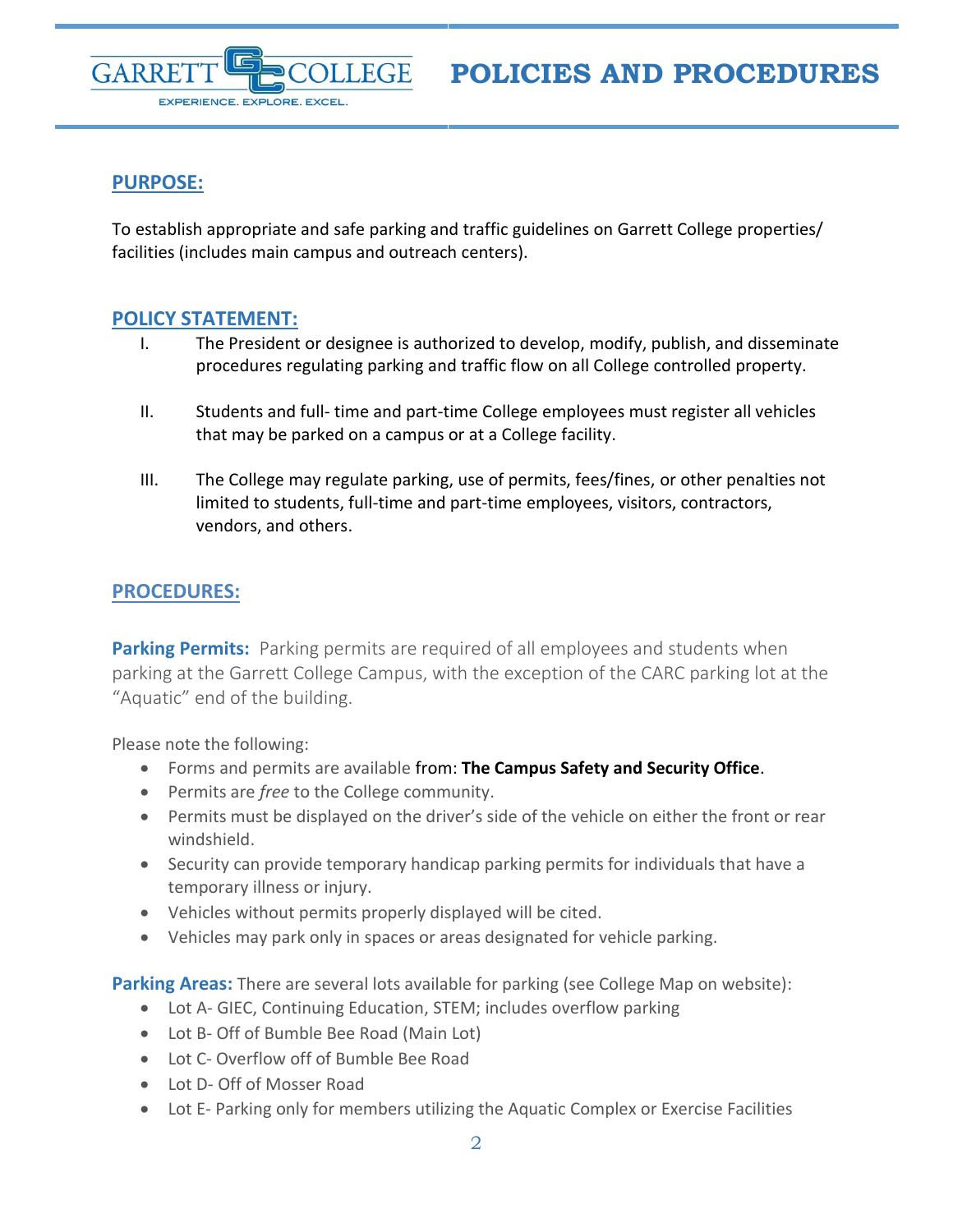# POLICIES AND PROCEDURES

## PURPOSE:

To establish appropriate and safe parking and traffic guidelines on Garrett College properties/ facilities (includes main campus and outreach centers).

## POLICY STATEMENT:

I. The President or designee is authorized to develop, modify, publish, and disseminate procedures regulating parking and traffic flow on all College controlled property.

II. Students and full- time and part-time College employees must register all vehicles that may be parked on a campus or at a College facility.

III. The College may regulate parking, use of permits, fees/fines, or other penalties not limited to students, full-time and part-time employees, visitors, contractors, vendors, and others.

## PROCEDURES:

**Parking Permits:** Parking permits are required of all employees and students when parking at the Garrett College Campus, with the exception of the CARC parking lot at the "Aquatic" end of the building.

Please note the following:

- Forms and permits are available from: **The Campus Safety and Security Office**.
- Permits are *free* to the College community.
- Permits must be displayed on the driver's side of the vehicle on either the front or rear windshield.
- Security can provide temporary handicap parking permits for individuals that have a temporary illness or injury.
- Vehicles without permits properly displayed will be cited.
- Vehicles may park only in spaces or areas designated for vehicle parking.

**Parking Areas:** There are several lots available for parking (see College Map on website):

- Lot A- GIEC, Continuing Education, STEM; includes overflow parking
- Lot B- Off of Bumble Bee Road (Main Lot)
- Lot C- Overflow off of Bumble Bee Road
- Lot D- Off of Mosser Road
- Lot E- Parking only for members utilizing the Aquatic Complex or Exercise Facilities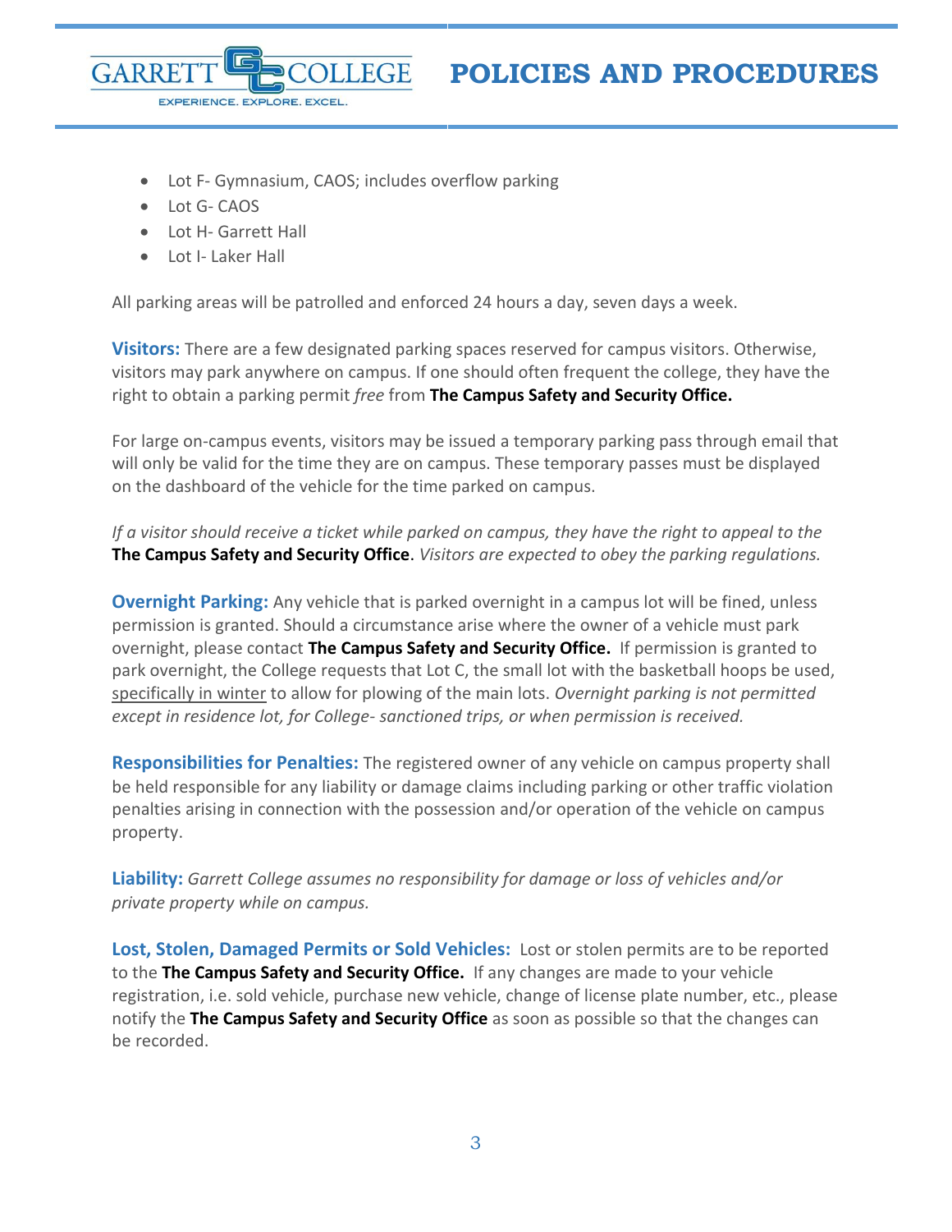- Lot F- Gymnasium, CAOS; includes overflow parking
- Lot G- CAOS
- Lot H- Garrett Hall
- Lot I- Laker Hall

All parking areas will be patrolled and enforced 24 hours a day, seven days a week.

**Visitors:** There are a few designated parking spaces reserved for campus visitors. Otherwise, visitors may park anywhere on campus. If one should often frequent the college, they have the right to obtain a parking permit *free* from **The Campus Safety and Security Office.**

For large on-campus events, visitors may be issued a temporary parking pass through email that will only be valid for the time they are on campus. These temporary passes must be displayed on the dashboard of the vehicle for the time parked on campus.

*If a visitor should receive a ticket while parked on campus, they have the right to appeal to the* **The Campus Safety and Security Office**. *Visitors are expected to obey the parking regulations.*

**Overnight Parking:** Any vehicle that is parked overnight in a campus lot will be fined, unless permission is granted. Should a circumstance arise where the owner of a vehicle must park overnight, please contact **The Campus Safety and Security Office.** If permission is granted to park overnight, the College requests that Lot C, the small lot with the basketball hoops be used, specifically in winter to allow for plowing of the main lots. *Overnight parking is not permitted except in residence lot, for College- sanctioned trips, or when permission is received.*

**Responsibilities for Penalties:** The registered owner of any vehicle on campus property shall be held responsible for any liability or damage claims including parking or other traffic violation penalties arising in connection with the possession and/or operation of the vehicle on campus property.

**Liability:** *Garrett College assumes no responsibility for damage or loss of vehicles and/or private property while on campus.*

**Lost, Stolen, Damaged Permits or Sold Vehicles:** Lost or stolen permits are to be reported to the **The Campus Safety and Security Office.** If any changes are made to your vehicle registration, i.e. sold vehicle, purchase new vehicle, change of license plate number, etc., please notify the **The Campus Safety and Security Office** as soon as possible so that the changes can be recorded.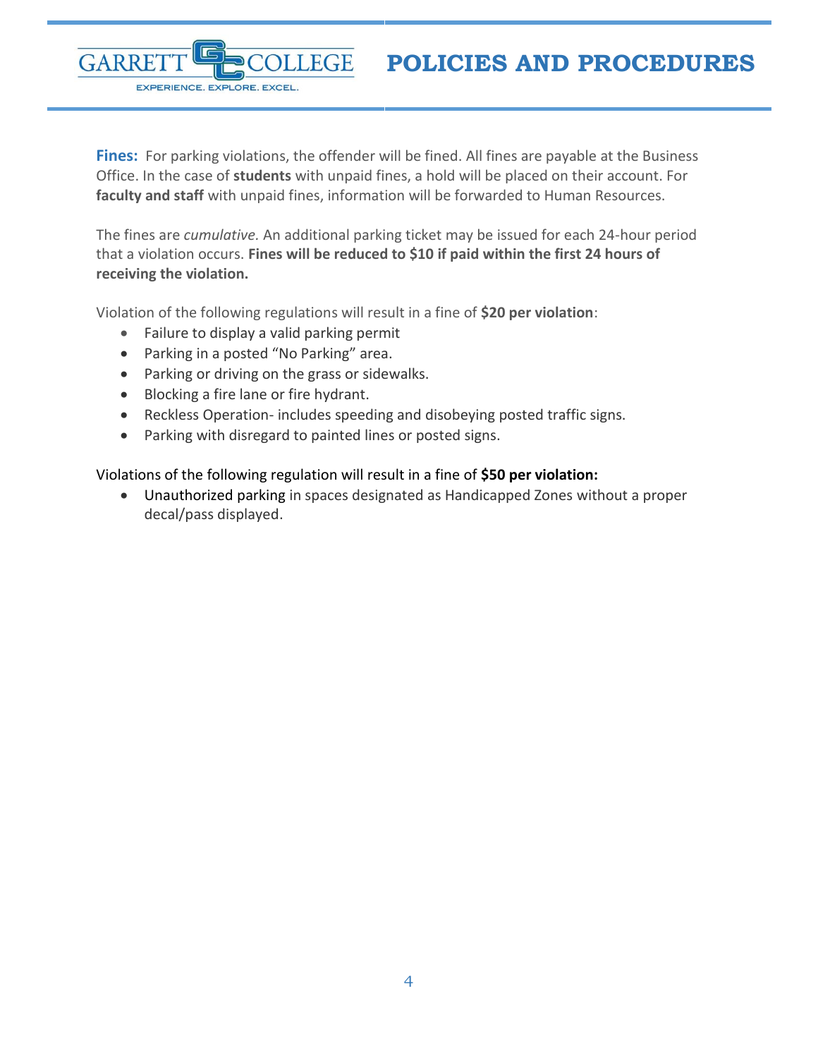**Fines:** For parking violations, the offender will be fined. All fines are payable at the Business Office. In the case of **students** with unpaid fines, a hold will be placed on their account. For **faculty and staff** with unpaid fines, information will be forwarded to Human Resources.

The fines are *cumulative.* An additional parking ticket may be issued for each 24-hour period that a violation occurs. **Fines will be reduced to $10 if paid within the first 24 hours of receiving the violation.**

Violation of the following regulations will result in a fine of **$20 per violation**:

- Failure to display a valid parking permit
- Parking in a posted "No Parking" area.
- Parking or driving on the grass or sidewalks.
- Blocking a fire lane or fire hydrant.
- Reckless Operation- includes speeding and disobeying posted traffic signs.
- Parking with disregard to painted lines or posted signs.

Violations of the following regulation will result in a fine of **$50 per violation:**

- Unauthorized parking in spaces designated as Handicapped Zones without a proper decal/pass displayed.